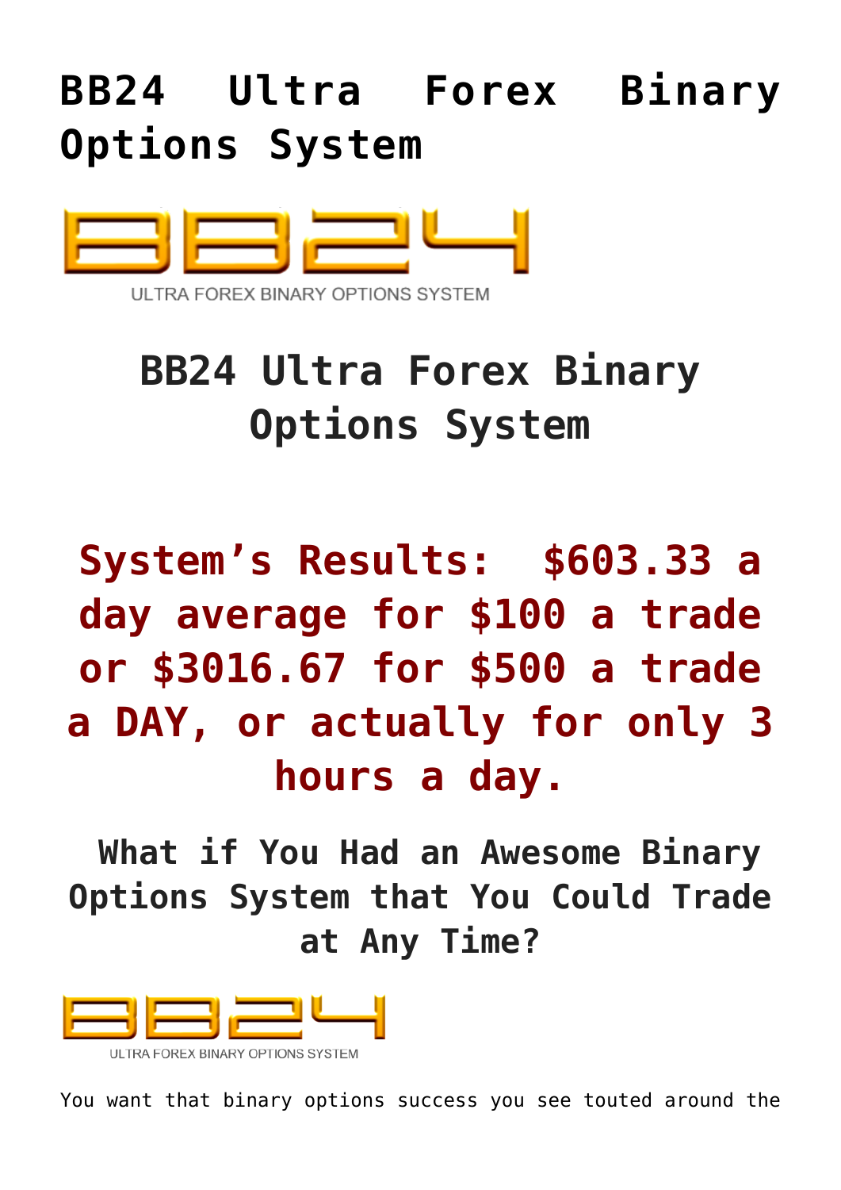# BB24 Ultra Forex Binary Options System

ULTRA FOREX BINARY OPTIONS SYSTEM

## BB24 Ultra Forex Binary Options System

## System's Results: $603.33 a day average for $100 a trade or $3016.67 for $500 a trade a DAY, or actually for only 3 hours a day.

### What if You Had an Awesome Binary Options System that You Could Trade at Any Time?

ULTRA FOREX BINARY OPTIONS SYSTEM

You want that binary options success you see touted around the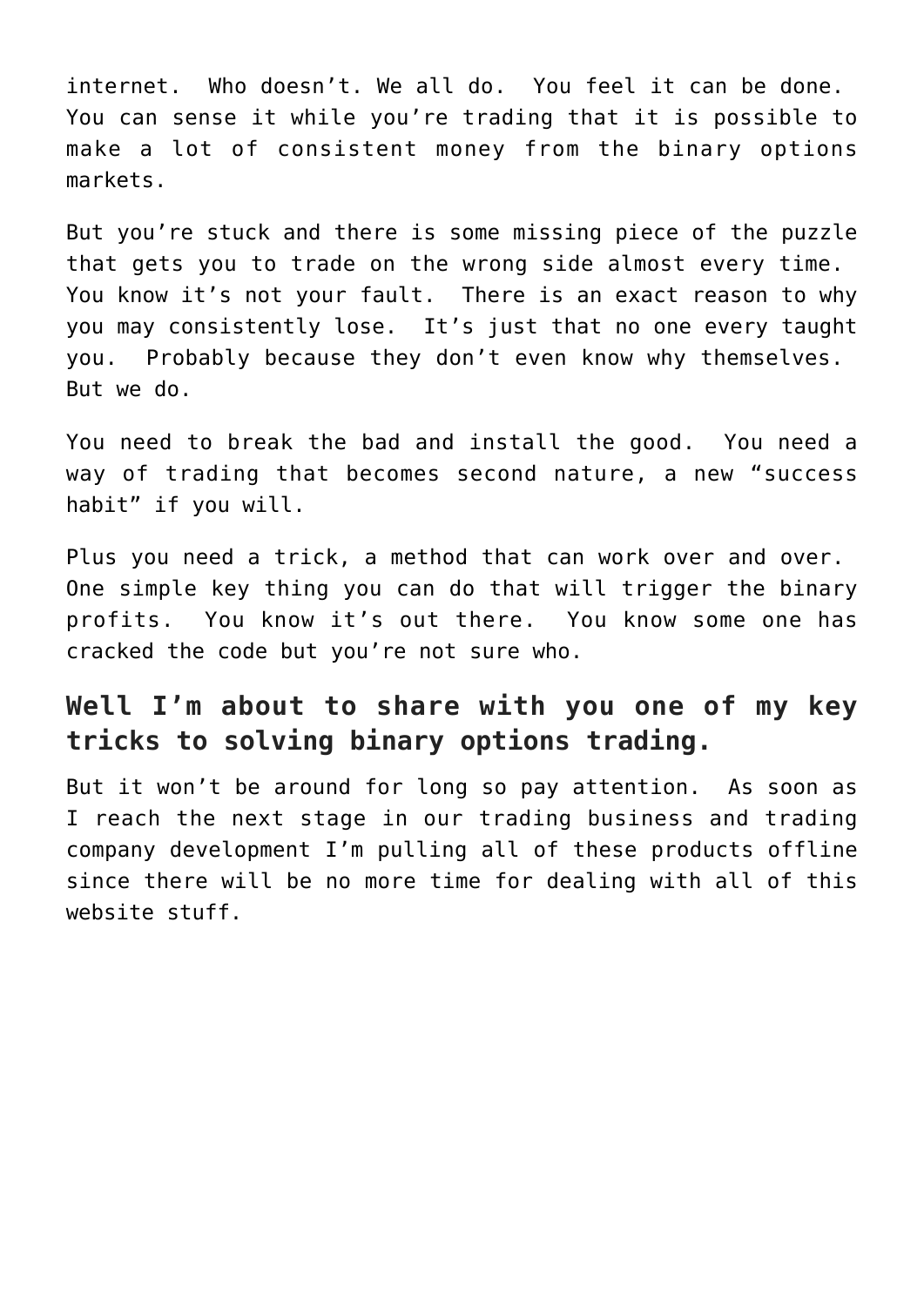internet. Who doesn't. We all do. You feel it can be done. You can sense it while you're trading that it is possible to make a lot of consistent money from the binary options markets.

But you're stuck and there is some missing piece of the puzzle that gets you to trade on the wrong side almost every time. You know it's not your fault. There is an exact reason to why you may consistently lose. It's just that no one every taught you. Probably because they don't even know why themselves. But we do.

You need to break the bad and install the good. You need a way of trading that becomes second nature, a new "success habit" if you will.

Plus you need a trick, a method that can work over and over. One simple key thing you can do that will trigger the binary profits. You know it's out there. You know some one has cracked the code but you're not sure who.

## Well I'm about to share with you one of my key tricks to solving binary options trading.

But it won't be around for long so pay attention. As soon as I reach the next stage in our trading business and trading company development I'm pulling all of these products offline since there will be no more time for dealing with all of this website stuff.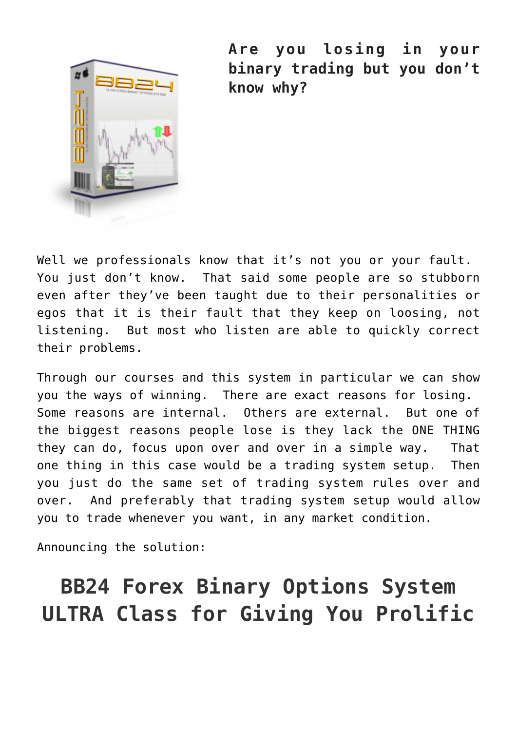**Are you losing in your binary trading but you don't know why?**

Well we professionals know that it's not you or your fault. You just don't know. That said some people are so stubborn even after they've been taught due to their personalities or egos that it is their fault that they keep on loosing, not listening. But most who listen are able to quickly correct their problems.

Through our courses and this system in particular we can show you the ways of winning. There are exact reasons for losing. Some reasons are internal. Others are external. But one of the biggest reasons people lose is they lack the ONE THING they can do, focus upon over and over in a simple way. That one thing in this case would be a trading system setup. Then you just do the same set of trading system rules over and over. And preferably that trading system setup would allow you to trade whenever you want, in any market condition.

Announcing the solution:

# BB24 Forex Binary Options System ULTRA Class for Giving You Prolific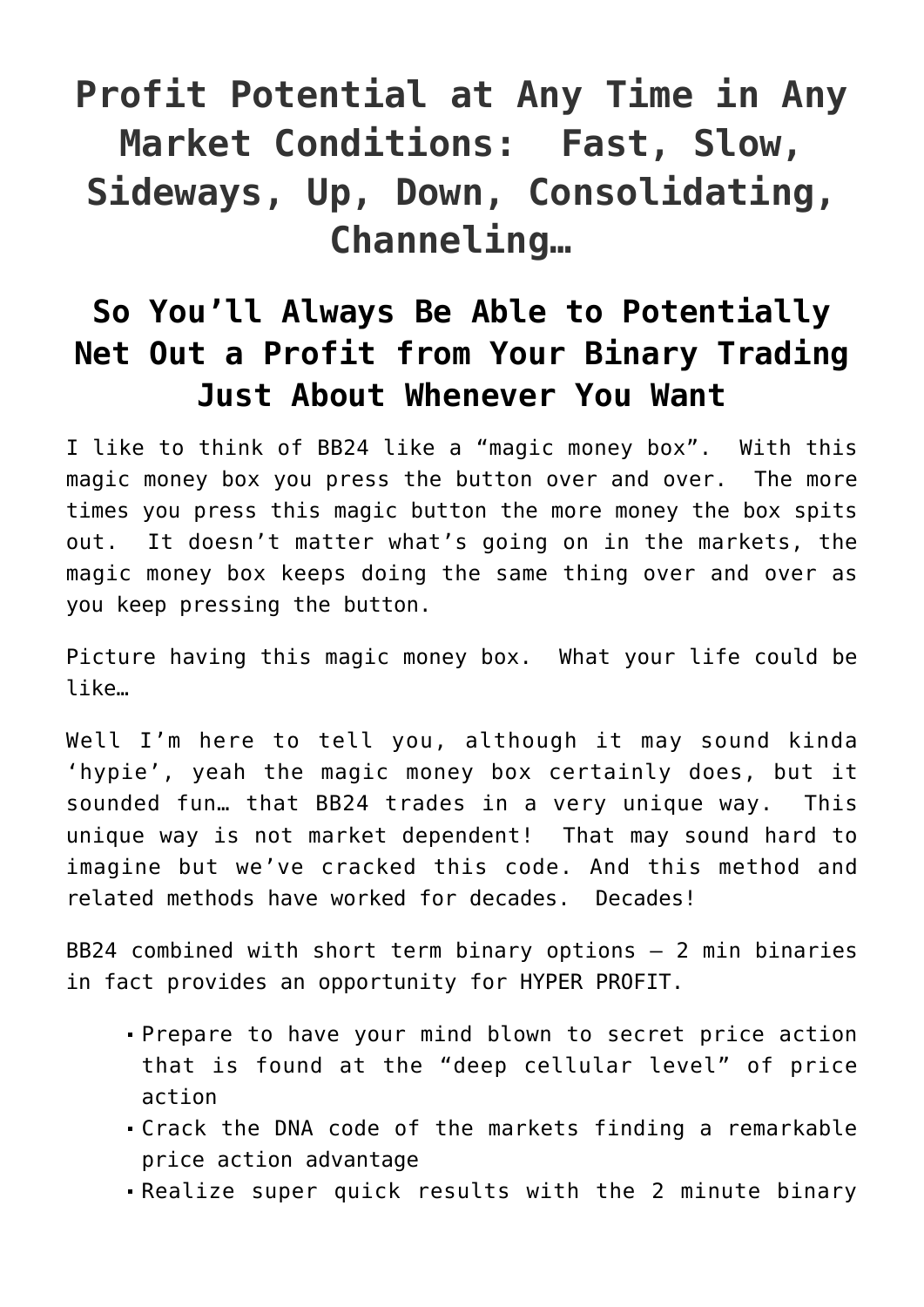# Profit Potential at Any Time in Any Market Conditions: Fast, Slow, Sideways, Up, Down, Consolidating, Channeling…

## So You'll Always Be Able to Potentially Net Out a Profit from Your Binary Trading Just About Whenever You Want

I like to think of BB24 like a "magic money box". With this magic money box you press the button over and over. The more times you press this magic button the more money the box spits out. It doesn't matter what's going on in the markets, the magic money box keeps doing the same thing over and over as you keep pressing the button.

Picture having this magic money box. What your life could be like…

Well I'm here to tell you, although it may sound kinda 'hypie', yeah the magic money box certainly does, but it sounded fun… that BB24 trades in a very unique way. This unique way is not market dependent! That may sound hard to imagine but we've cracked this code. And this method and related methods have worked for decades. Decades!

BB24 combined with short term binary options – 2 min binaries in fact provides an opportunity for HYPER PROFIT.

- Prepare to have your mind blown to secret price action that is found at the "deep cellular level" of price action
- Crack the DNA code of the markets finding a remarkable price action advantage
- Realize super quick results with the 2 minute binary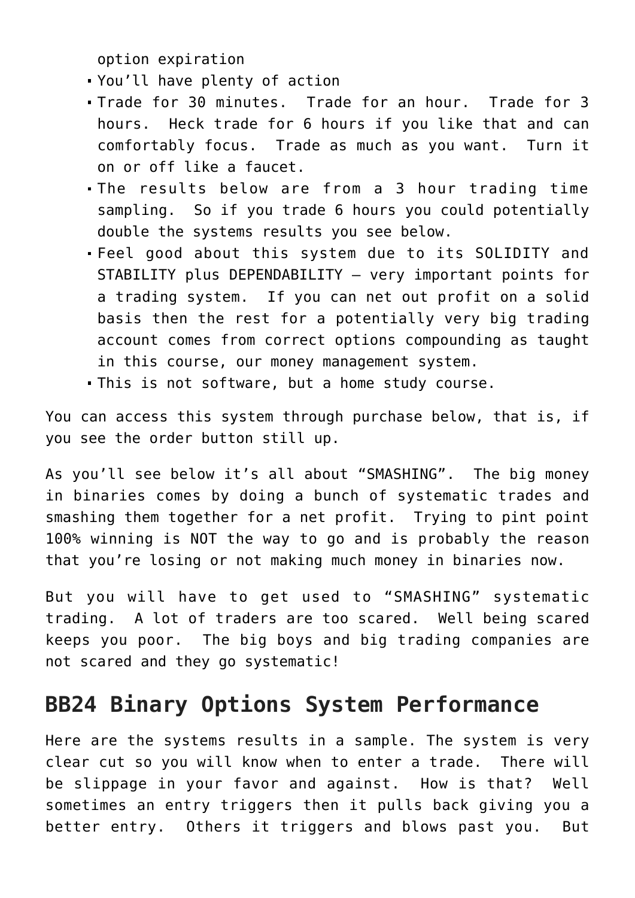option expiration

- You'll have plenty of action
- Trade for 30 minutes. Trade for an hour. Trade for 3 hours. Heck trade for 6 hours if you like that and can comfortably focus. Trade as much as you want. Turn it on or off like a faucet.
- The results below are from a 3 hour trading time sampling. So if you trade 6 hours you could potentially double the systems results you see below.
- Feel good about this system due to its SOLIDITY and STABILITY plus DEPENDABILITY – very important points for a trading system. If you can net out profit on a solid basis then the rest for a potentially very big trading account comes from correct options compounding as taught in this course, our money management system.
- This is not software, but a home study course.

You can access this system through purchase below, that is, if you see the order button still up.

As you'll see below it's all about "SMASHING". The big money in binaries comes by doing a bunch of systematic trades and smashing them together for a net profit. Trying to pint point 100% winning is NOT the way to go and is probably the reason that you're losing or not making much money in binaries now.

But you will have to get used to "SMASHING" systematic trading. A lot of traders are too scared. Well being scared keeps you poor. The big boys and big trading companies are not scared and they go systematic!

## BB24 Binary Options System Performance

Here are the systems results in a sample. The system is very clear cut so you will know when to enter a trade. There will be slippage in your favor and against. How is that? Well sometimes an entry triggers then it pulls back giving you a better entry. Others it triggers and blows past you. But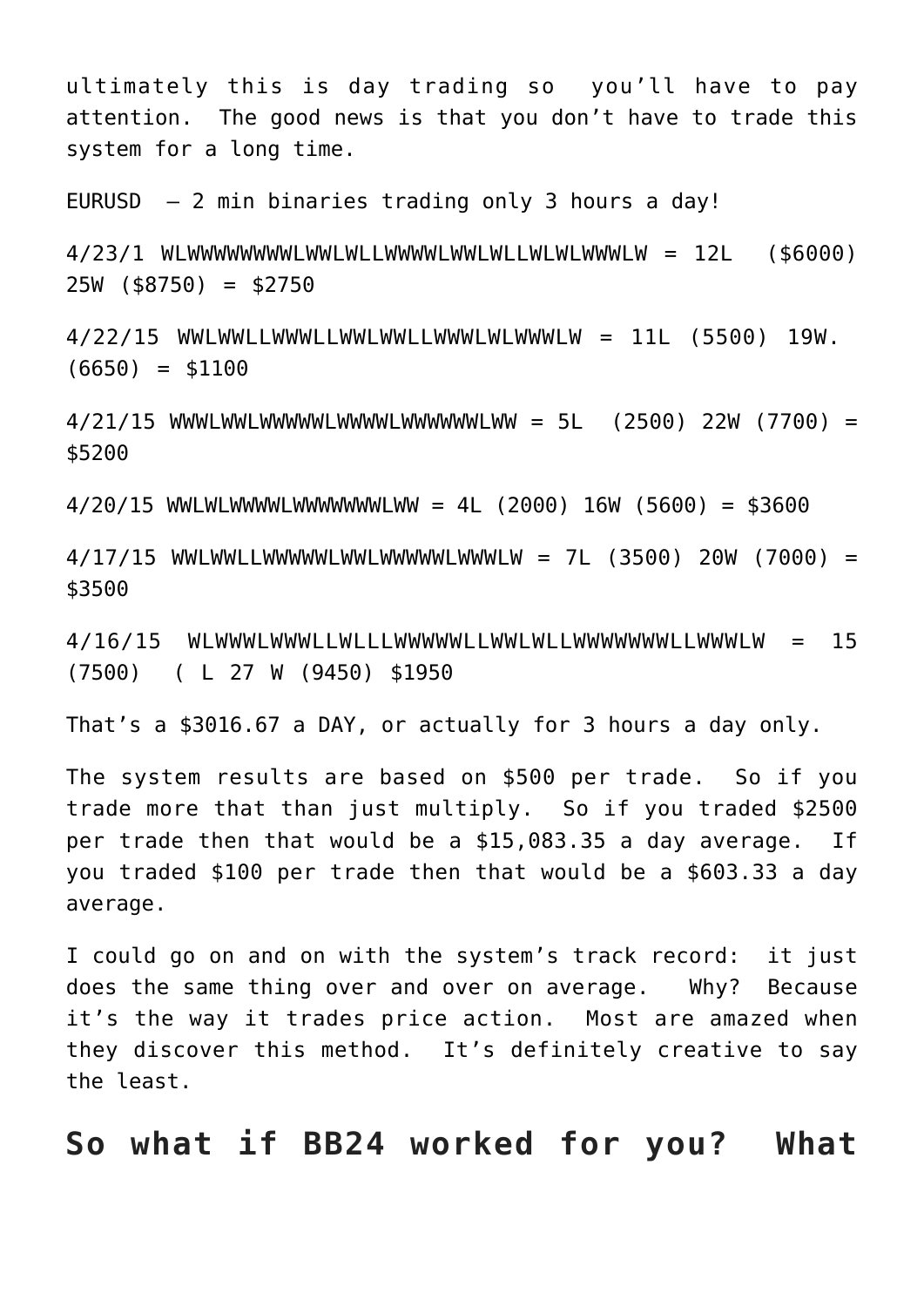ultimately this is day trading so you'll have to pay attention. The good news is that you don't have to trade this system for a long time.

EURUSD – 2 min binaries trading only 3 hours a day!

4/23/1 WLWWWWWWWWLWWLWLLWWWWLWWLWLLWLWLWWWLW = 12L ($6000) 25W ($8750) = $2750

4/22/15 WWLWWLLWWWLLWWLWWLLWWWLWLWWWLW = 11L (5500) 19W. (6650) = $1100

4/21/15 WWWLWWLWWWWWLWWWWLWWWWWWLWW = 5L (2500) 22W (7700) = $5200

4/20/15 WWLWLWWWWLWWWWWWWLWW = 4L (2000) 16W (5600) = $3600

4/17/15 WWLWWLLWWWWWLWWLWWWWWLWWWLW = 7L (3500) 20W (7000) = $3500

4/16/15 WLWWWLWWWLLWLLLWWWWWLLWWLWLLWWWWWWWLLWWWLW = 15 (7500) ( L 27 W (9450) $1950

That's a $3016.67 a DAY, or actually for 3 hours a day only.

The system results are based on $500 per trade. So if you trade more that than just multiply. So if you traded $2500 per trade then that would be a $15,083.35 a day average. If you traded $100 per trade then that would be a $603.33 a day average.

I could go on and on with the system's track record: it just does the same thing over and over on average. Why? Because it's the way it trades price action. Most are amazed when they discover this method. It's definitely creative to say the least.

## So what if BB24 worked for you? What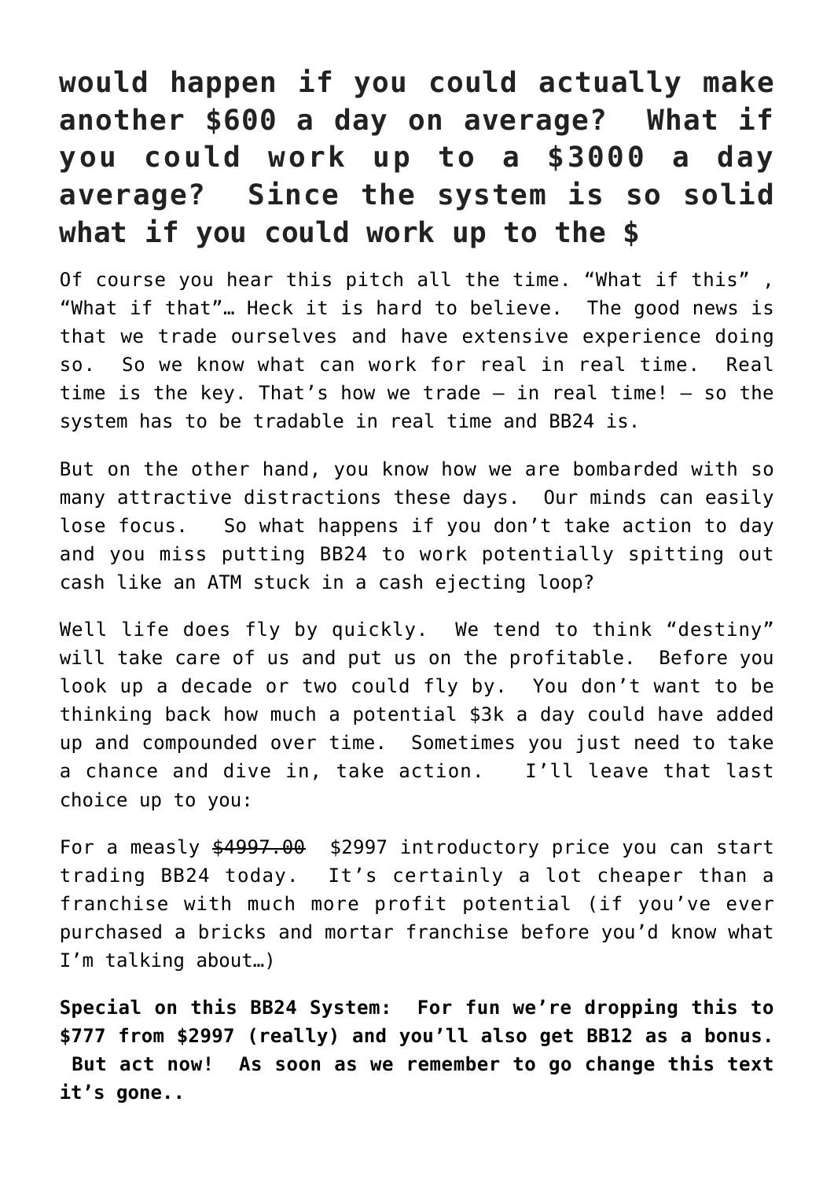**would happen if you could actually make another $600 a day on average? What if you could work up to a $3000 a day average? Since the system is so solid what if you could work up to the $**

Of course you hear this pitch all the time. "What if this" , "What if that"… Heck it is hard to believe. The good news is that we trade ourselves and have extensive experience doing so. So we know what can work for real in real time. Real time is the key. That's how we trade – in real time! – so the system has to be tradable in real time and BB24 is.

But on the other hand, you know how we are bombarded with so many attractive distractions these days. Our minds can easily lose focus. So what happens if you don't take action to day and you miss putting BB24 to work potentially spitting out cash like an ATM stuck in a cash ejecting loop?

Well life does fly by quickly. We tend to think "destiny" will take care of us and put us on the profitable. Before you look up a decade or two could fly by. You don't want to be thinking back how much a potential $3k a day could have added up and compounded over time. Sometimes you just need to take a chance and dive in, take action. I'll leave that last choice up to you:

For a measly ~~$4997.00~~ $2997 introductory price you can start trading BB24 today. It's certainly a lot cheaper than a franchise with much more profit potential (if you've ever purchased a bricks and mortar franchise before you'd know what I'm talking about…)

**Special on this BB24 System: For fun we're dropping this to $777 from $2997 (really) and you'll also get BB12 as a bonus. But act now! As soon as we remember to go change this text it's gone..**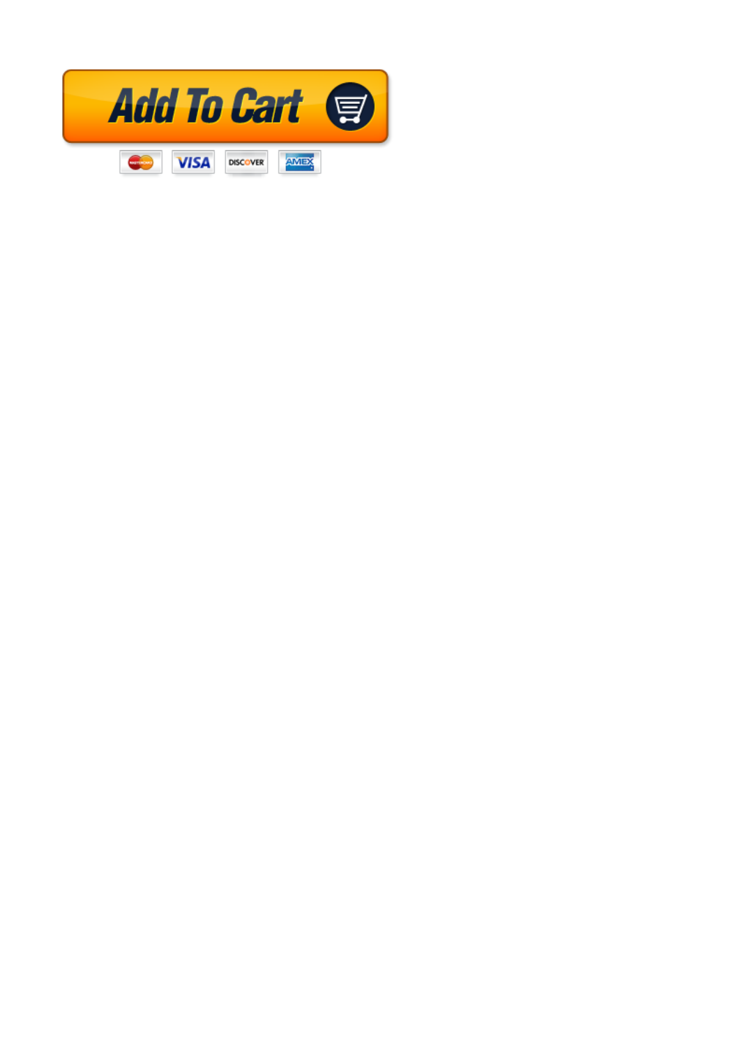Add To Cart

MASTERCARD VISA DISCOVER AMEX